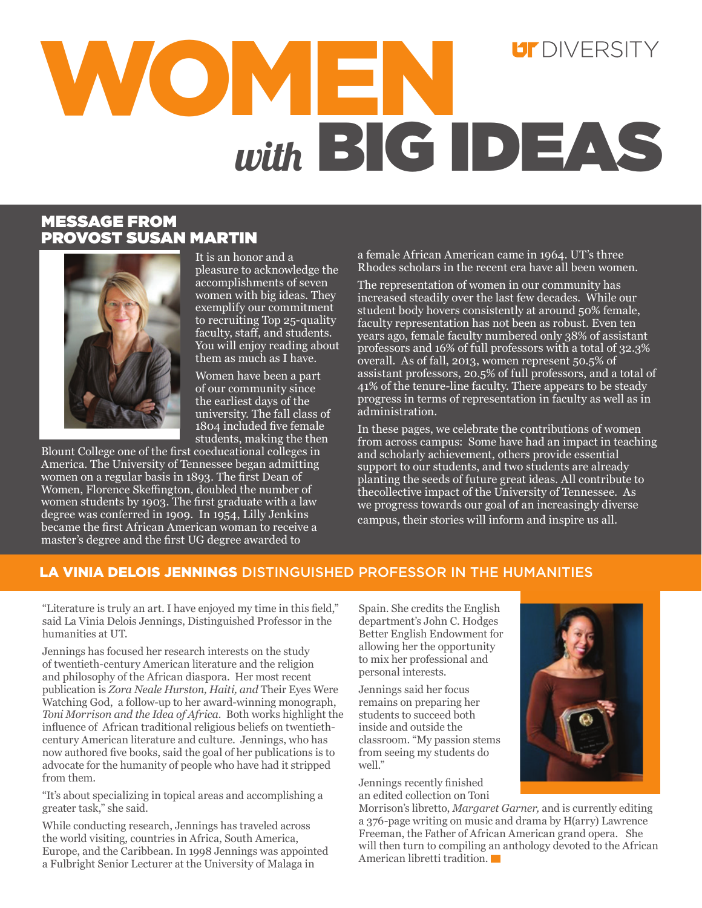UT DIVERSITY

# WOMEN with BIG IDEAS

## MESSAGE FROM PROVOST SUSAN MARTIN

It is an honor and a pleasure to acknowledge the accomplishments of seven women with big ideas. They exemplify our commitment to recruiting Top 25-quality faculty, staff, and students. You will enjoy reading about them as much as I have.

Women have been a part of our community since the earliest days of the university. The fall class of 1804 included five female students, making the then Blount College one of the first coeducational colleges in America. The University of Tennessee began admitting women on a regular basis in 1893. The first Dean of Women, Florence Skeffington, doubled the number of women students by 1903. The first graduate with a law degree was conferred in 1909. In 1954, Lilly Jenkins became the first African American woman to receive a master's degree and the first UG degree awarded to a female African American came in 1964. UT's three Rhodes scholars in the recent era have all been women.

The representation of women in our community has increased steadily over the last few decades. While our student body hovers consistently at around 50% female, faculty representation has not been as robust. Even ten years ago, female faculty numbered only 38% of assistant professors and 16% of full professors with a total of 32.3% overall. As of fall, 2013, women represent 50.5% of assistant professors, 20.5% of full professors, and a total of 41% of the tenure-line faculty. There appears to be steady progress in terms of representation in faculty as well as in administration.

In these pages, we celebrate the contributions of women from across campus: Some have had an impact in teaching and scholarly achievement, others provide essential support to our students, and two students are already planting the seeds of future great ideas. All contribute to thecollective impact of the University of Tennessee. As we progress towards our goal of an increasingly diverse campus, their stories will inform and inspire us all.

## LA VINIA DELOIS JENNINGS DISTINGUISHED PROFESSOR IN THE HUMANITIES

"Literature is truly an art. I have enjoyed my time in this field," said La Vinia Delois Jennings, Distinguished Professor in the humanities at UT.

Jennings has focused her research interests on the study of twentieth-century American literature and the religion and philosophy of the African diaspora. Her most recent publication is *Zora Neale Hurston, Haiti, and* Their Eyes Were Watching God, a follow-up to her award-winning monograph, *Toni Morrison and the Idea of Africa*. Both works highlight the influence of African traditional religious beliefs on twentieth-century American literature and culture. Jennings, who has now authored five books, said the goal of her publications is to advocate for the humanity of people who have had it stripped from them.

"It's about specializing in topical areas and accomplishing a greater task," she said.

While conducting research, Jennings has traveled across the world visiting, countries in Africa, South America, Europe, and the Caribbean. In 1998 Jennings was appointed a Fulbright Senior Lecturer at the University of Malaga in Spain. She credits the English department's John C. Hodges Better English Endowment for allowing her the opportunity to mix her professional and personal interests.

Jennings said her focus remains on preparing her students to succeed both inside and outside the classroom. "My passion stems from seeing my students do well."

Jennings recently finished an edited collection on Toni Morrison's libretto, *Margaret Garner,* and is currently editing a 376-page writing on music and drama by H(arry) Lawrence Freeman, the Father of African American grand opera. She will then turn to compiling an anthology devoted to the African American libretti tradition.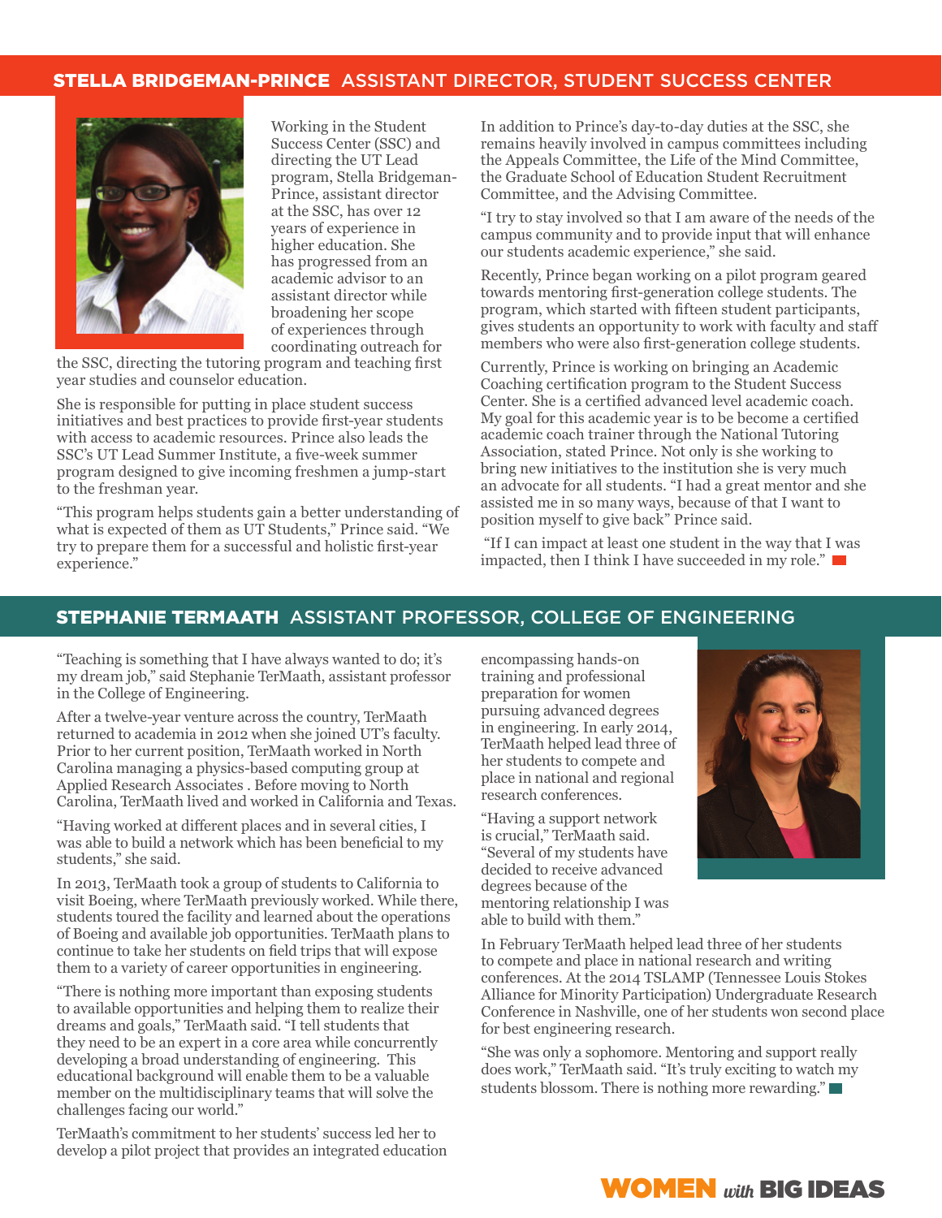## STELLA BRIDGEMAN-PRINCE ASSISTANT DIRECTOR, STUDENT SUCCESS CENTER

Working in the Student Success Center (SSC) and directing the UT Lead program, Stella Bridgeman-Prince, assistant director at the SSC, has over 12 years of experience in higher education. She has progressed from an academic advisor to an assistant director while broadening her scope of experiences through coordinating outreach for the SSC, directing the tutoring program and teaching first year studies and counselor education.

She is responsible for putting in place student success initiatives and best practices to provide first-year students with access to academic resources. Prince also leads the SSC's UT Lead Summer Institute, a five-week summer program designed to give incoming freshmen a jump-start to the freshman year.

"This program helps students gain a better understanding of what is expected of them as UT Students," Prince said. "We try to prepare them for a successful and holistic first-year experience."

In addition to Prince's day-to-day duties at the SSC, she remains heavily involved in campus committees including the Appeals Committee, the Life of the Mind Committee, the Graduate School of Education Student Recruitment Committee, and the Advising Committee.

"I try to stay involved so that I am aware of the needs of the campus community and to provide input that will enhance our students academic experience," she said.

Recently, Prince began working on a pilot program geared towards mentoring first-generation college students. The program, which started with fifteen student participants, gives students an opportunity to work with faculty and staff members who were also first-generation college students.

Currently, Prince is working on bringing an Academic Coaching certification program to the Student Success Center. She is a certified advanced level academic coach. My goal for this academic year is to be become a certified academic coach trainer through the National Tutoring Association, stated Prince. Not only is she working to bring new initiatives to the institution she is very much an advocate for all students. "I had a great mentor and she assisted me in so many ways, because of that I want to position myself to give back" Prince said.

"If I can impact at least one student in the way that I was impacted, then I think I have succeeded in my role."

## STEPHANIE TERMAATH ASSISTANT PROFESSOR, COLLEGE OF ENGINEERING

"Teaching is something that I have always wanted to do; it's my dream job," said Stephanie TerMaath, assistant professor in the College of Engineering.

After a twelve-year venture across the country, TerMaath returned to academia in 2012 when she joined UT's faculty. Prior to her current position, TerMaath worked in North Carolina managing a physics-based computing group at Applied Research Associates . Before moving to North Carolina, TerMaath lived and worked in California and Texas.

"Having worked at different places and in several cities, I was able to build a network which has been beneficial to my students," she said.

In 2013, TerMaath took a group of students to California to visit Boeing, where TerMaath previously worked. While there, students toured the facility and learned about the operations of Boeing and available job opportunities. TerMaath plans to continue to take her students on field trips that will expose them to a variety of career opportunities in engineering.

"There is nothing more important than exposing students to available opportunities and helping them to realize their dreams and goals," TerMaath said. "I tell students that they need to be an expert in a core area while concurrently developing a broad understanding of engineering. This educational background will enable them to be a valuable member on the multidisciplinary teams that will solve the challenges facing our world."

TerMaath's commitment to her students' success led her to develop a pilot project that provides an integrated education encompassing hands-on training and professional preparation for women pursuing advanced degrees in engineering. In early 2014, TerMaath helped lead three of her students to compete and place in national and regional research conferences.

"Having a support network is crucial," TerMaath said. "Several of my students have decided to receive advanced degrees because of the mentoring relationship I was able to build with them."

In February TerMaath helped lead three of her students to compete and place in national research and writing conferences. At the 2014 TSLAMP (Tennessee Louis Stokes Alliance for Minority Participation) Undergraduate Research Conference in Nashville, one of her students won second place for best engineering research.

"She was only a sophomore. Mentoring and support really does work," TerMaath said. "It's truly exciting to watch my students blossom. There is nothing more rewarding."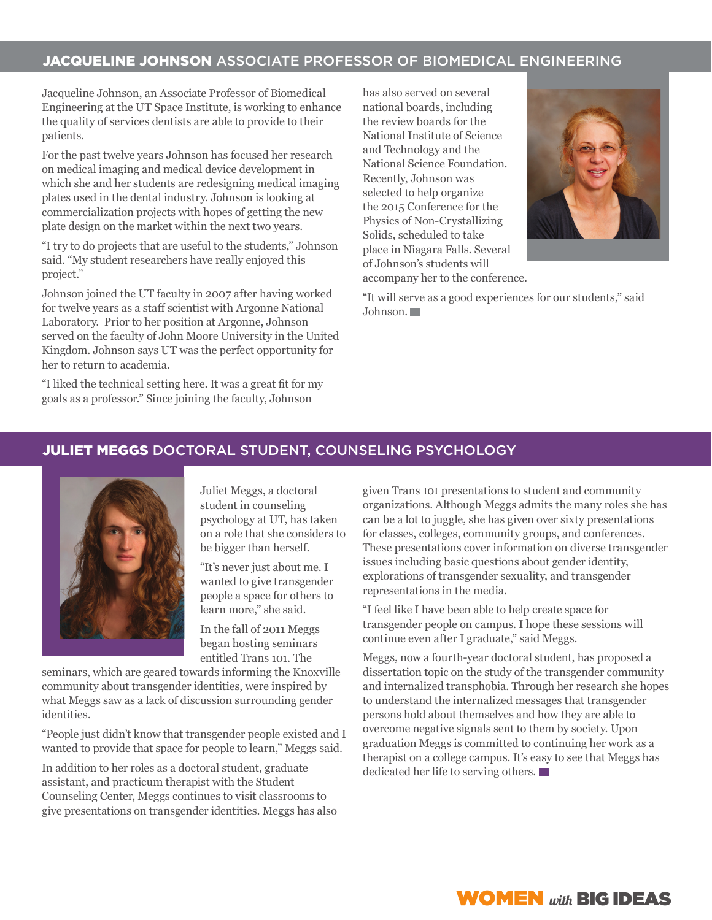## **JACQUELINE JOHNSON** ASSOCIATE PROFESSOR OF BIOMEDICAL ENGINEERING

Jacqueline Johnson, an Associate Professor of Biomedical Engineering at the UT Space Institute, is working to enhance the quality of services dentists are able to provide to their patients.

For the past twelve years Johnson has focused her research on medical imaging and medical device development in which she and her students are redesigning medical imaging plates used in the dental industry. Johnson is looking at commercialization projects with hopes of getting the new plate design on the market within the next two years.

"I try to do projects that are useful to the students," Johnson said. "My student researchers have really enjoyed this project."

Johnson joined the UT faculty in 2007 after having worked for twelve years as a staff scientist with Argonne National Laboratory. Prior to her position at Argonne, Johnson served on the faculty of John Moore University in the United Kingdom. Johnson says UT was the perfect opportunity for her to return to academia.

"I liked the technical setting here. It was a great fit for my goals as a professor." Since joining the faculty, Johnson has also served on several national boards, including the review boards for the National Institute of Science and Technology and the National Science Foundation. Recently, Johnson was selected to help organize the 2015 Conference for the Physics of Non-Crystallizing Solids, scheduled to take place in Niagara Falls. Several of Johnson's students will accompany her to the conference.

"It will serve as a good experiences for our students," said Johnson.

## **JULIET MEGGS** DOCTORAL STUDENT, COUNSELING PSYCHOLOGY

Juliet Meggs, a doctoral student in counseling psychology at UT, has taken on a role that she considers to be bigger than herself.

"It's never just about me. I wanted to give transgender people a space for others to learn more," she said.

In the fall of 2011 Meggs began hosting seminars entitled Trans 101. The seminars, which are geared towards informing the Knoxville community about transgender identities, were inspired by what Meggs saw as a lack of discussion surrounding gender identities.

"People just didn't know that transgender people existed and I wanted to provide that space for people to learn," Meggs said.

In addition to her roles as a doctoral student, graduate assistant, and practicum therapist with the Student Counseling Center, Meggs continues to visit classrooms to give presentations on transgender identities. Meggs has also given Trans 101 presentations to student and community organizations. Although Meggs admits the many roles she has can be a lot to juggle, she has given over sixty presentations for classes, colleges, community groups, and conferences. These presentations cover information on diverse transgender issues including basic questions about gender identity, explorations of transgender sexuality, and transgender representations in the media.

"I feel like I have been able to help create space for transgender people on campus. I hope these sessions will continue even after I graduate," said Meggs.

Meggs, now a fourth-year doctoral student, has proposed a dissertation topic on the study of the transgender community and internalized transphobia. Through her research she hopes to understand the internalized messages that transgender persons hold about themselves and how they are able to overcome negative signals sent to them by society. Upon graduation Meggs is committed to continuing her work as a therapist on a college campus. It's easy to see that Meggs has dedicated her life to serving others.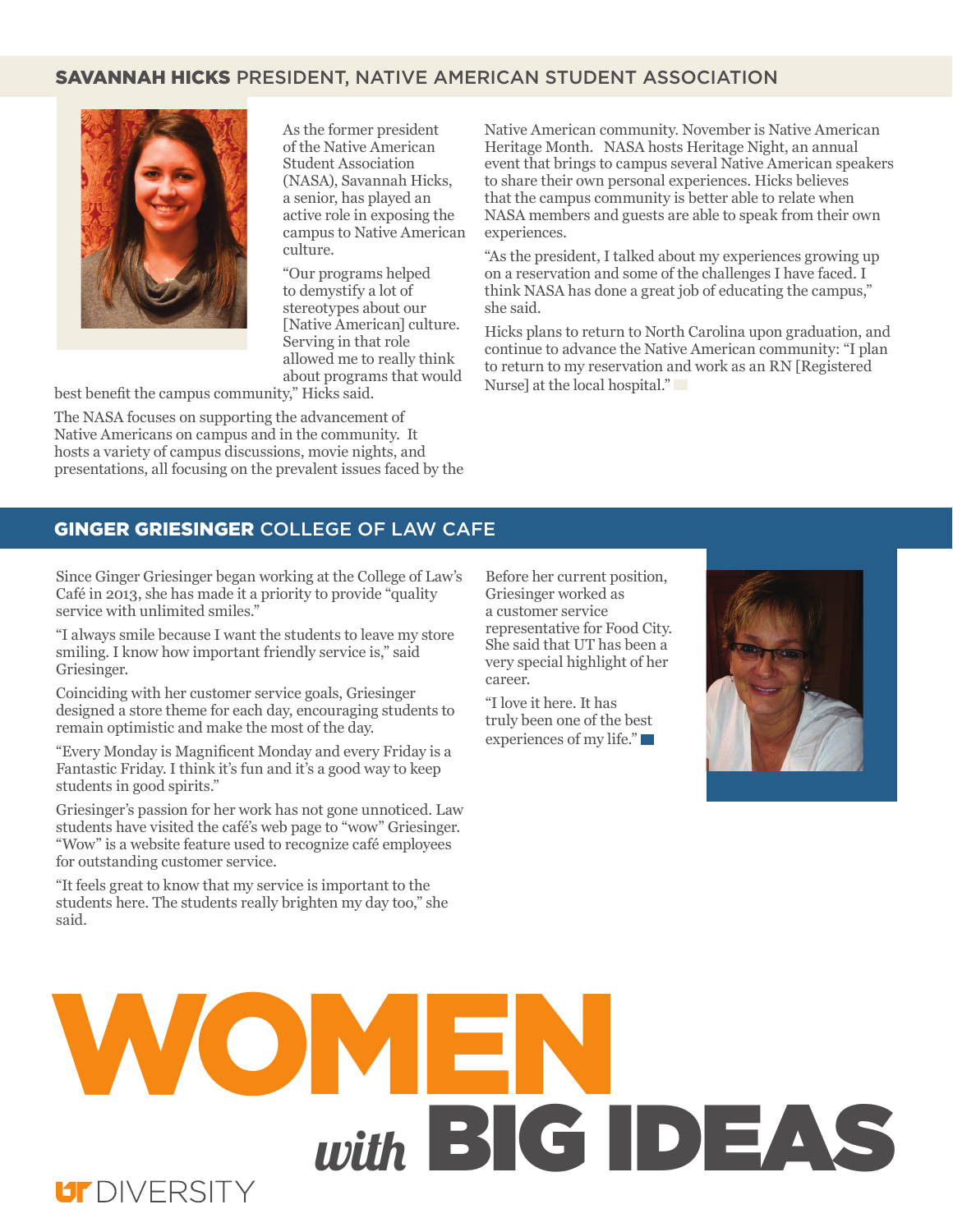## **SAVANNAH HICKS** PRESIDENT, NATIVE AMERICAN STUDENT ASSOCIATION

As the former president of the Native American Student Association (NASA), Savannah Hicks, a senior, has played an active role in exposing the campus to Native American culture.

"Our programs helped to demystify a lot of stereotypes about our [Native American] culture. Serving in that role allowed me to really think about programs that would best benefit the campus community," Hicks said.

The NASA focuses on supporting the advancement of Native Americans on campus and in the community. It hosts a variety of campus discussions, movie nights, and presentations, all focusing on the prevalent issues faced by the Native American community. November is Native American Heritage Month. NASA hosts Heritage Night, an annual event that brings to campus several Native American speakers to share their own personal experiences. Hicks believes that the campus community is better able to relate when NASA members and guests are able to speak from their own experiences.

"As the president, I talked about my experiences growing up on a reservation and some of the challenges I have faced. I think NASA has done a great job of educating the campus," she said.

Hicks plans to return to North Carolina upon graduation, and continue to advance the Native American community: "I plan to return to my reservation and work as an RN [Registered Nurse] at the local hospital."

## **GINGER GRIESINGER** COLLEGE OF LAW CAFE

Since Ginger Griesinger began working at the College of Law's Café in 2013, she has made it a priority to provide "quality service with unlimited smiles."

"I always smile because I want the students to leave my store smiling. I know how important friendly service is," said Griesinger.

Coinciding with her customer service goals, Griesinger designed a store theme for each day, encouraging students to remain optimistic and make the most of the day.

"Every Monday is Magnificent Monday and every Friday is a Fantastic Friday. I think it's fun and it's a good way to keep students in good spirits."

Griesinger's passion for her work has not gone unnoticed. Law students have visited the café's web page to "wow" Griesinger. "Wow" is a website feature used to recognize café employees for outstanding customer service.

"It feels great to know that my service is important to the students here. The students really brighten my day too," she said.

Before her current position, Griesinger worked as a customer service representative for Food City. She said that UT has been a very special highlight of her career.

"I love it here. It has truly been one of the best experiences of my life."

# WOMEN *with* BIG IDEAS

UT DIVERSITY